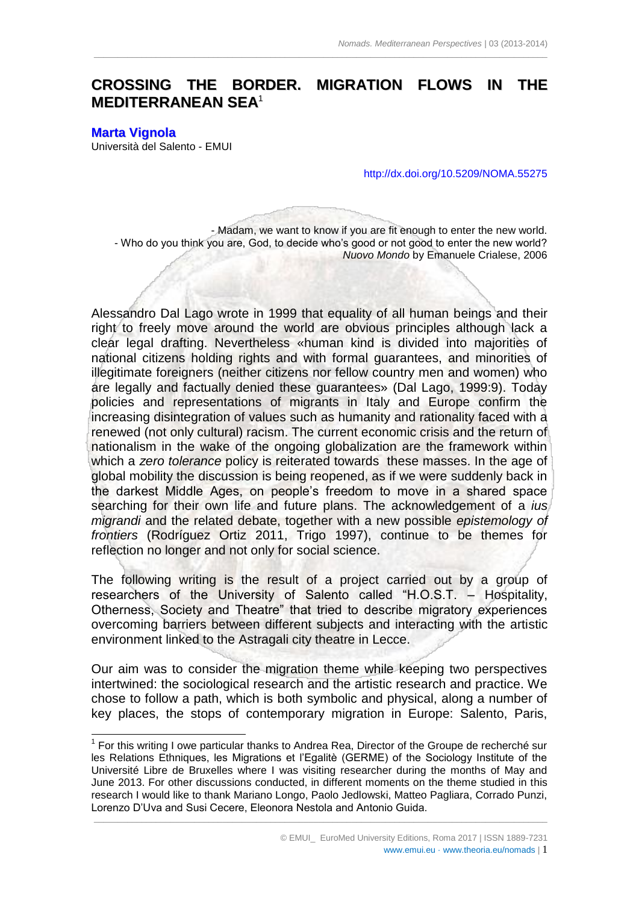# CROSSING THE BORDER. MIGRATION FLOWS IN THE MEDITERRANEAN SEA[1]

**Marta Vignola**
Università del Salento - EMUI

http://dx.doi.org/10.5209/NOMA.55275

- Madam, we want to know if you are fit enough to enter the new world.
- Who do you think you are, God, to decide who's good or not good to enter the new world?
*Nuovo Mondo* by Emanuele Crialese, 2006

Alessandro Dal Lago wrote in 1999 that equality of all human beings and their right to freely move around the world are obvious principles although lack a clear legal drafting. Nevertheless «human kind is divided into majorities of national citizens holding rights and with formal guarantees, and minorities of illegitimate foreigners (neither citizens nor fellow country men and women) who are legally and factually denied these guarantees» (Dal Lago, 1999:9). Today policies and representations of migrants in Italy and Europe confirm the increasing disintegration of values such as humanity and rationality faced with a renewed (not only cultural) racism. The current economic crisis and the return of nationalism in the wake of the ongoing globalization are the framework within which a *zero tolerance* policy is reiterated towards these masses. In the age of global mobility the discussion is being reopened, as if we were suddenly back in the darkest Middle Ages, on people's freedom to move in a shared space searching for their own life and future plans. The acknowledgement of a *ius migrandi* and the related debate, together with a new possible *epistemology of frontiers* (Rodríguez Ortiz 2011, Trigo 1997), continue to be themes for reflection no longer and not only for social science.

The following writing is the result of a project carried out by a group of researchers of the University of Salento called "H.O.S.T. – Hospitality, Otherness, Society and Theatre" that tried to describe migratory experiences overcoming barriers between different subjects and interacting with the artistic environment linked to the Astragali city theatre in Lecce.

Our aim was to consider the migration theme while keeping two perspectives intertwined: the sociological research and the artistic research and practice. We chose to follow a path, which is both symbolic and physical, along a number of key places, the stops of contemporary migration in Europe: Salento, Paris,

[1] For this writing I owe particular thanks to Andrea Rea, Director of the Groupe de recherché sur les Relations Ethniques, les Migrations et l'Egalitè (GERME) of the Sociology Institute of the Université Libre de Bruxelles where I was visiting researcher during the months of May and June 2013. For other discussions conducted, in different moments on the theme studied in this research I would like to thank Mariano Longo, Paolo Jedlowski, Matteo Pagliara, Corrado Punzi, Lorenzo D'Uva and Susi Cecere, Eleonora Nestola and Antonio Guida.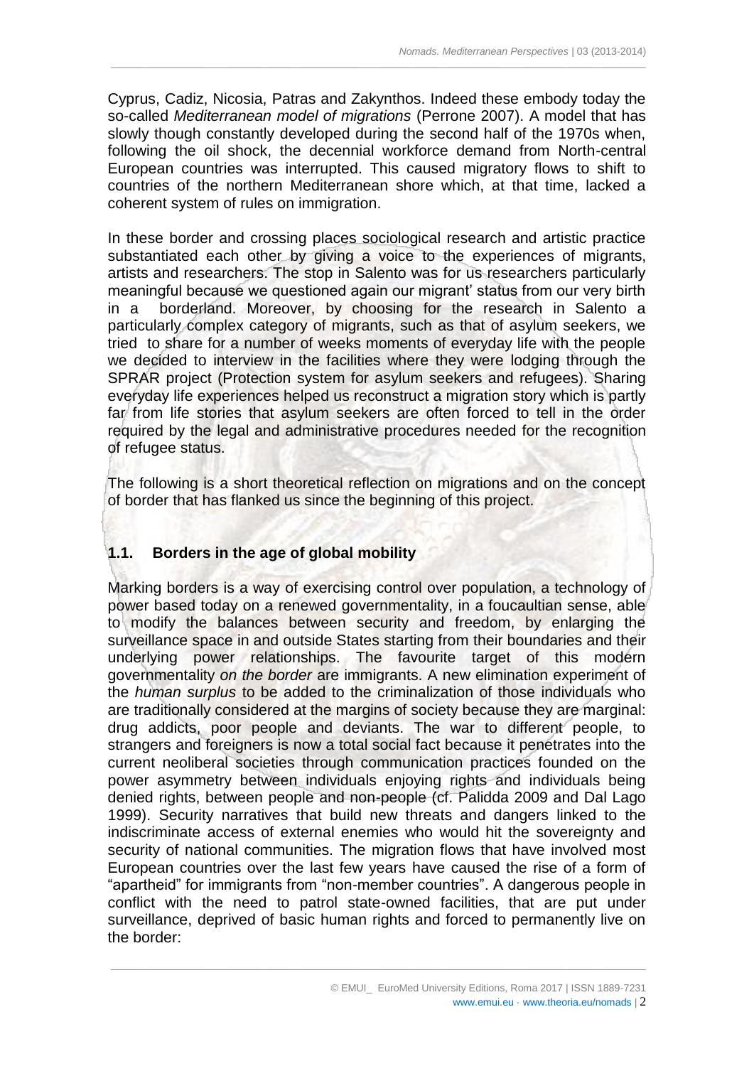Cyprus, Cadiz, Nicosia, Patras and Zakynthos. Indeed these embody today the so-called *Mediterranean model of migrations* (Perrone 2007). A model that has slowly though constantly developed during the second half of the 1970s when, following the oil shock, the decennial workforce demand from North-central European countries was interrupted. This caused migratory flows to shift to countries of the northern Mediterranean shore which, at that time, lacked a coherent system of rules on immigration.

In these border and crossing places sociological research and artistic practice substantiated each other by giving a voice to the experiences of migrants, artists and researchers. The stop in Salento was for us researchers particularly meaningful because we questioned again our migrant' status from our very birth in a borderland. Moreover, by choosing for the research in Salento a particularly complex category of migrants, such as that of asylum seekers, we tried to share for a number of weeks moments of everyday life with the people we decided to interview in the facilities where they were lodging through the SPRAR project (Protection system for asylum seekers and refugees). Sharing everyday life experiences helped us reconstruct a migration story which is partly far from life stories that asylum seekers are often forced to tell in the order required by the legal and administrative procedures needed for the recognition of refugee status.

The following is a short theoretical reflection on migrations and on the concept of border that has flanked us since the beginning of this project.

### 1.1. Borders in the age of global mobility

Marking borders is a way of exercising control over population, a technology of power based today on a renewed governmentality, in a foucaultian sense, able to modify the balances between security and freedom, by enlarging the surveillance space in and outside States starting from their boundaries and their underlying power relationships. The favourite target of this modern governmentality *on the border* are immigrants. A new elimination experiment of the *human surplus* to be added to the criminalization of those individuals who are traditionally considered at the margins of society because they are marginal: drug addicts, poor people and deviants. The war to different people, to strangers and foreigners is now a total social fact because it penetrates into the current neoliberal societies through communication practices founded on the power asymmetry between individuals enjoying rights and individuals being denied rights, between people and non-people (cf. Palidda 2009 and Dal Lago 1999). Security narratives that build new threats and dangers linked to the indiscriminate access of external enemies who would hit the sovereignty and security of national communities. The migration flows that have involved most European countries over the last few years have caused the rise of a form of "apartheid" for immigrants from "non-member countries". A dangerous people in conflict with the need to patrol state-owned facilities, that are put under surveillance, deprived of basic human rights and forced to permanently live on the border: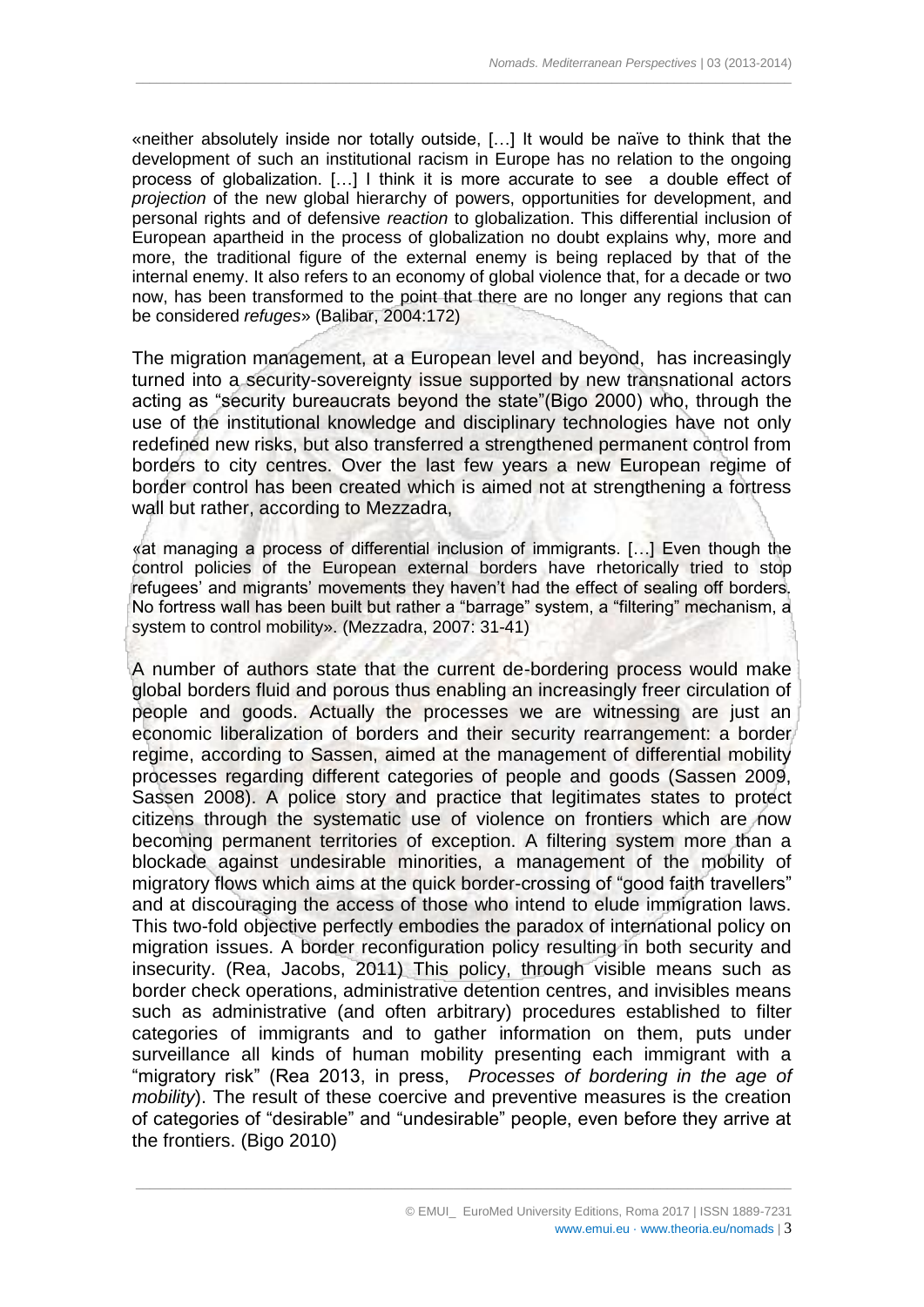«neither absolutely inside nor totally outside, […] It would be naïve to think that the development of such an institutional racism in Europe has no relation to the ongoing process of globalization. […] I think it is more accurate to see a double effect of *projection* of the new global hierarchy of powers, opportunities for development, and personal rights and of defensive *reaction* to globalization. This differential inclusion of European apartheid in the process of globalization no doubt explains why, more and more, the traditional figure of the external enemy is being replaced by that of the internal enemy. It also refers to an economy of global violence that, for a decade or two now, has been transformed to the point that there are no longer any regions that can be considered *refuges*» (Balibar, 2004:172)

The migration management, at a European level and beyond, has increasingly turned into a security-sovereignty issue supported by new transnational actors acting as "security bureaucrats beyond the state"(Bigo 2000) who, through the use of the institutional knowledge and disciplinary technologies have not only redefined new risks, but also transferred a strengthened permanent control from borders to city centres. Over the last few years a new European regime of border control has been created which is aimed not at strengthening a fortress wall but rather, according to Mezzadra,

«at managing a process of differential inclusion of immigrants. […] Even though the control policies of the European external borders have rhetorically tried to stop refugees' and migrants' movements they haven't had the effect of sealing off borders. No fortress wall has been built but rather a "barrage" system, a "filtering" mechanism, a system to control mobility». (Mezzadra, 2007: 31-41)

A number of authors state that the current de-bordering process would make global borders fluid and porous thus enabling an increasingly freer circulation of people and goods. Actually the processes we are witnessing are just an economic liberalization of borders and their security rearrangement: a border regime, according to Sassen, aimed at the management of differential mobility processes regarding different categories of people and goods (Sassen 2009, Sassen 2008). A police story and practice that legitimates states to protect citizens through the systematic use of violence on frontiers which are now becoming permanent territories of exception. A filtering system more than a blockade against undesirable minorities, a management of the mobility of migratory flows which aims at the quick border-crossing of "good faith travellers" and at discouraging the access of those who intend to elude immigration laws. This two-fold objective perfectly embodies the paradox of international policy on migration issues. A border reconfiguration policy resulting in both security and insecurity. (Rea, Jacobs, 2011) This policy, through visible means such as border check operations, administrative detention centres, and invisibles means such as administrative (and often arbitrary) procedures established to filter categories of immigrants and to gather information on them, puts under surveillance all kinds of human mobility presenting each immigrant with a "migratory risk" (Rea 2013, in press, *Processes of bordering in the age of mobility*). The result of these coercive and preventive measures is the creation of categories of "desirable" and "undesirable" people, even before they arrive at the frontiers. (Bigo 2010)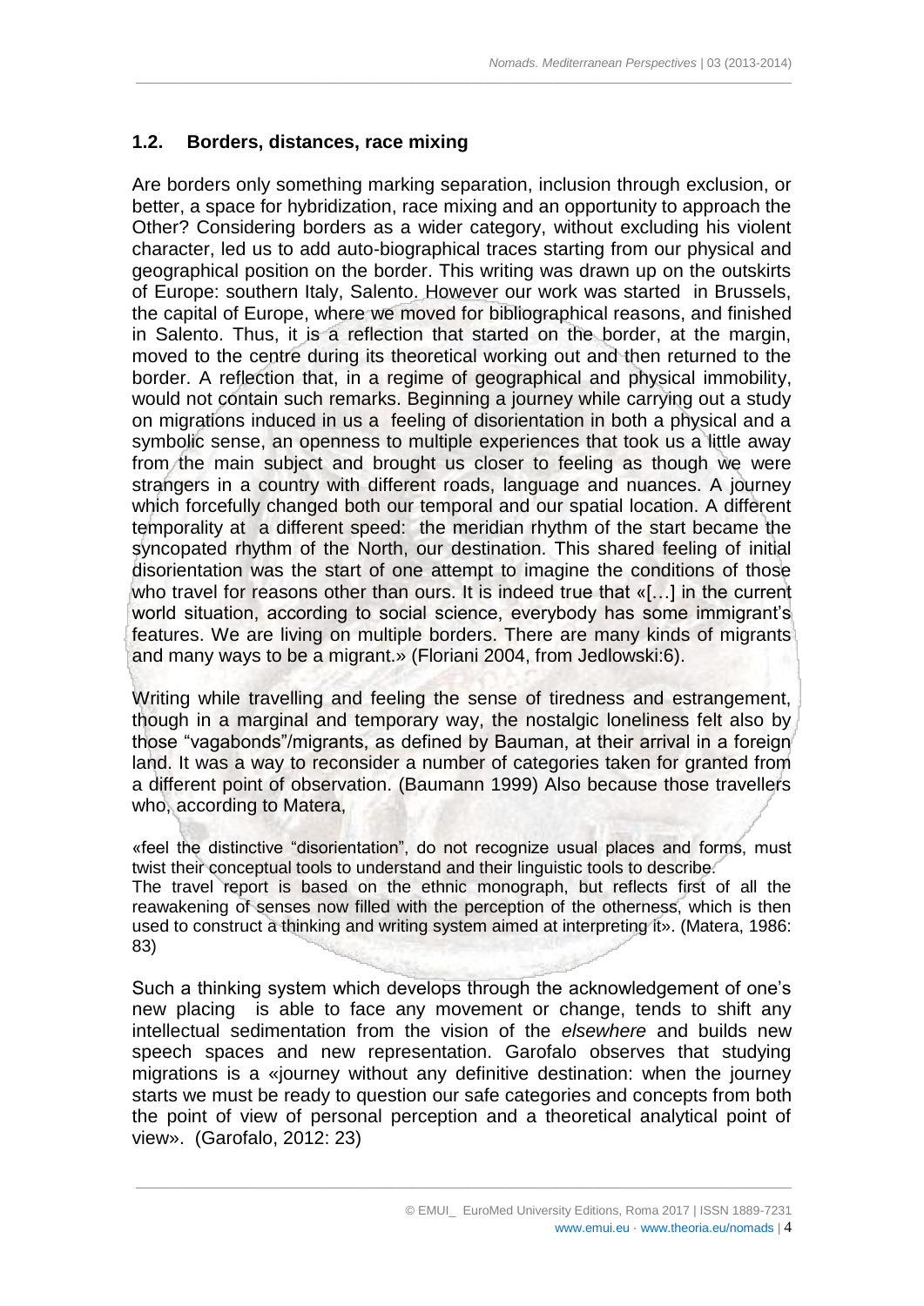## 1.2. Borders, distances, race mixing

Are borders only something marking separation, inclusion through exclusion, or better, a space for hybridization, race mixing and an opportunity to approach the Other? Considering borders as a wider category, without excluding his violent character, led us to add auto-biographical traces starting from our physical and geographical position on the border. This writing was drawn up on the outskirts of Europe: southern Italy, Salento. However our work was started in Brussels, the capital of Europe, where we moved for bibliographical reasons, and finished in Salento. Thus, it is a reflection that started on the border, at the margin, moved to the centre during its theoretical working out and then returned to the border. A reflection that, in a regime of geographical and physical immobility, would not contain such remarks. Beginning a journey while carrying out a study on migrations induced in us a feeling of disorientation in both a physical and a symbolic sense, an openness to multiple experiences that took us a little away from the main subject and brought us closer to feeling as though we were strangers in a country with different roads, language and nuances. A journey which forcefully changed both our temporal and our spatial location. A different temporality at a different speed: the meridian rhythm of the start became the syncopated rhythm of the North, our destination. This shared feeling of initial disorientation was the start of one attempt to imagine the conditions of those who travel for reasons other than ours. It is indeed true that «[…] in the current world situation, according to social science, everybody has some immigrant's features. We are living on multiple borders. There are many kinds of migrants and many ways to be a migrant.» (Floriani 2004, from Jedlowski:6).

Writing while travelling and feeling the sense of tiredness and estrangement, though in a marginal and temporary way, the nostalgic loneliness felt also by those "vagabonds"/migrants, as defined by Bauman, at their arrival in a foreign land. It was a way to reconsider a number of categories taken for granted from a different point of observation. (Baumann 1999) Also because those travellers who, according to Matera,

> «feel the distinctive "disorientation", do not recognize usual places and forms, must twist their conceptual tools to understand and their linguistic tools to describe.
> The travel report is based on the ethnic monograph, but reflects first of all the reawakening of senses now filled with the perception of the otherness, which is then used to construct a thinking and writing system aimed at interpreting it». (Matera, 1986: 83)

Such a thinking system which develops through the acknowledgement of one's new placing is able to face any movement or change, tends to shift any intellectual sedimentation from the vision of the *elsewhere* and builds new speech spaces and new representation. Garofalo observes that studying migrations is a «journey without any definitive destination: when the journey starts we must be ready to question our safe categories and concepts from both the point of view of personal perception and a theoretical analytical point of view». (Garofalo, 2012: 23)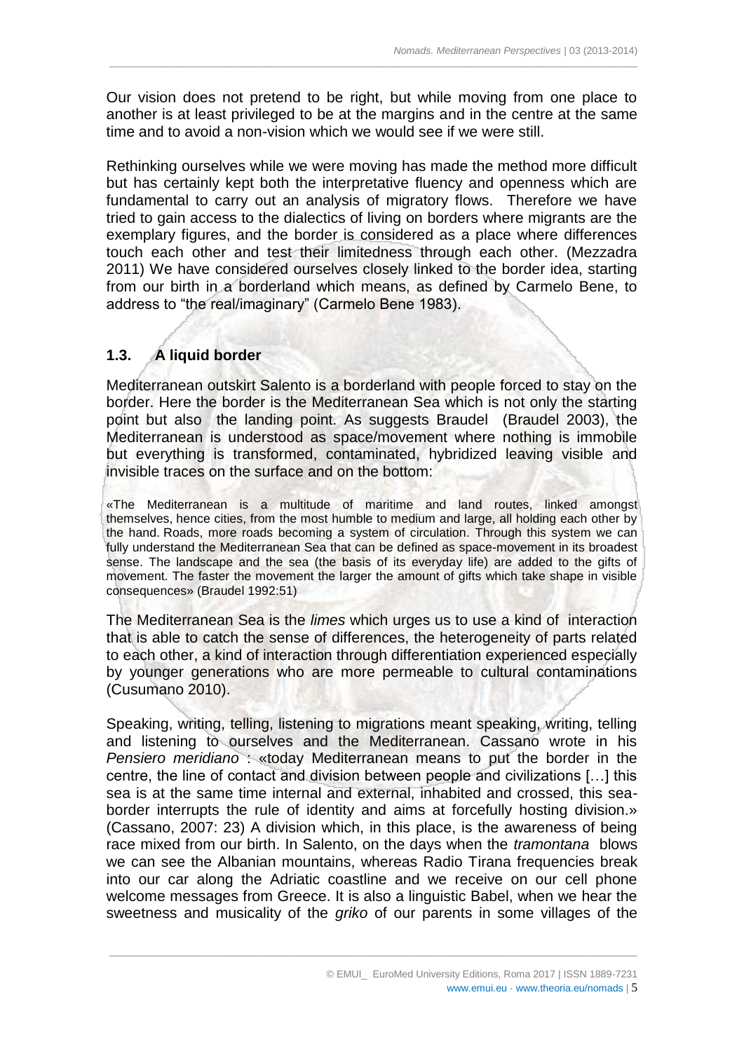Our vision does not pretend to be right, but while moving from one place to another is at least privileged to be at the margins and in the centre at the same time and to avoid a non-vision which we would see if we were still.

Rethinking ourselves while we were moving has made the method more difficult but has certainly kept both the interpretative fluency and openness which are fundamental to carry out an analysis of migratory flows. Therefore we have tried to gain access to the dialectics of living on borders where migrants are the exemplary figures, and the border is considered as a place where differences touch each other and test their limitedness through each other. (Mezzadra 2011) We have considered ourselves closely linked to the border idea, starting from our birth in a borderland which means, as defined by Carmelo Bene, to address to "the real/imaginary" (Carmelo Bene 1983).

### 1.3. A liquid border

Mediterranean outskirt Salento is a borderland with people forced to stay on the border. Here the border is the Mediterranean Sea which is not only the starting point but also the landing point. As suggests Braudel (Braudel 2003), the Mediterranean is understood as space/movement where nothing is immobile but everything is transformed, contaminated, hybridized leaving visible and invisible traces on the surface and on the bottom:

> «The Mediterranean is a multitude of maritime and land routes, linked amongst themselves, hence cities, from the most humble to medium and large, all holding each other by the hand. Roads, more roads becoming a system of circulation. Through this system we can fully understand the Mediterranean Sea that can be defined as space-movement in its broadest sense. The landscape and the sea (the basis of its everyday life) are added to the gifts of movement. The faster the movement the larger the amount of gifts which take shape in visible consequences» (Braudel 1992:51)

The Mediterranean Sea is the *limes* which urges us to use a kind of interaction that is able to catch the sense of differences, the heterogeneity of parts related to each other, a kind of interaction through differentiation experienced especially by younger generations who are more permeable to cultural contaminations (Cusumano 2010).

Speaking, writing, telling, listening to migrations meant speaking, writing, telling and listening to ourselves and the Mediterranean. Cassano wrote in his *Pensiero meridiano* : «today Mediterranean means to put the border in the centre, the line of contact and division between people and civilizations […] this sea is at the same time internal and external, inhabited and crossed, this sea-border interrupts the rule of identity and aims at forcefully hosting division.» (Cassano, 2007: 23) A division which, in this place, is the awareness of being race mixed from our birth. In Salento, on the days when the *tramontana* blows we can see the Albanian mountains, whereas Radio Tirana frequencies break into our car along the Adriatic coastline and we receive on our cell phone welcome messages from Greece. It is also a linguistic Babel, when we hear the sweetness and musicality of the *griko* of our parents in some villages of the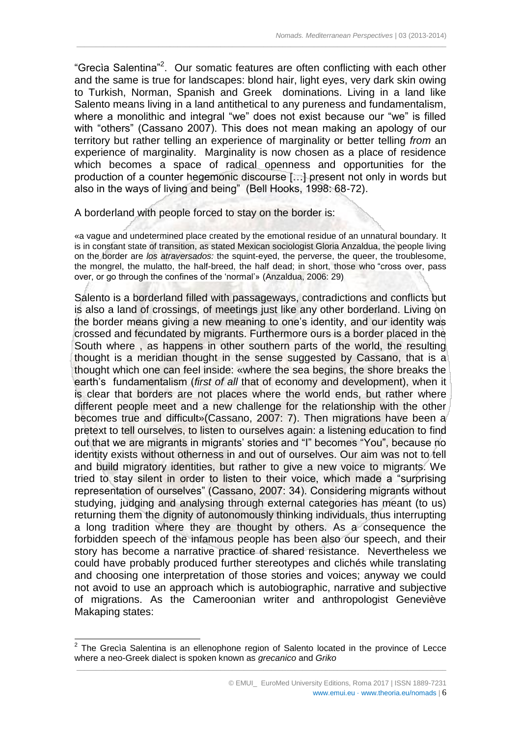"Grecìa Salentina"[2]. Our somatic features are often conflicting with each other and the same is true for landscapes: blond hair, light eyes, very dark skin owing to Turkish, Norman, Spanish and Greek dominations. Living in a land like Salento means living in a land antithetical to any pureness and fundamentalism, where a monolithic and integral "we" does not exist because our "we" is filled with "others" (Cassano 2007). This does not mean making an apology of our territory but rather telling an experience of marginality or better telling *from* an experience of marginality. Marginality is now chosen as a place of residence which becomes a space of radical openness and opportunities for the production of a counter hegemonic discourse [...] present not only in words but also in the ways of living and being" (Bell Hooks, 1998: 68-72).

A borderland with people forced to stay on the border is:

> «a vague and undetermined place created by the emotional residue of an unnatural boundary. It is in constant state of transition, as stated Mexican sociologist Gloria Anzaldua, the people living on the border are *los atraversados:* the squint-eyed, the perverse, the queer, the troublesome, the mongrel, the mulatto, the half-breed, the half dead; in short, those who "cross over, pass over, or go through the confines of the 'normal'» (Anzaldua, 2006: 29)

Salento is a borderland filled with passageways, contradictions and conflicts but is also a land of crossings, of meetings just like any other borderland. Living on the border means giving a new meaning to one's identity, and our identity was crossed and fecundated by migrants. Furthermore ours is a border placed in the South where , as happens in other southern parts of the world, the resulting thought is a meridian thought in the sense suggested by Cassano, that is a thought which one can feel inside: «where the sea begins, the shore breaks the earth's fundamentalism (*first of all* that of economy and development), when it is clear that borders are not places where the world ends, but rather where different people meet and a new challenge for the relationship with the other becomes true and difficult»(Cassano, 2007: 7). Then migrations have been a pretext to tell ourselves, to listen to ourselves again: a listening education to find out that we are migrants in migrants' stories and "I" becomes "You", because no identity exists without otherness in and out of ourselves. Our aim was not to tell and build migratory identities, but rather to give a new voice to migrants. We tried to stay silent in order to listen to their voice, which made a "surprising representation of ourselves" (Cassano, 2007: 34). Considering migrants without studying, judging and analysing through external categories has meant (to us) returning them the dignity of autonomously thinking individuals, thus interrupting a long tradition where they are thought by others. As a consequence the forbidden speech of the infamous people has been also our speech, and their story has become a narrative practice of shared resistance. Nevertheless we could have probably produced further stereotypes and clichés while translating and choosing one interpretation of those stories and voices; anyway we could not avoid to use an approach which is autobiographic, narrative and subjective of migrations. As the Cameroonian writer and anthropologist Geneviève Makaping states:

[2] The Grecìa Salentina is an ellenophone region of Salento located in the province of Lecce where a neo-Greek dialect is spoken known as *grecanico* and *Griko*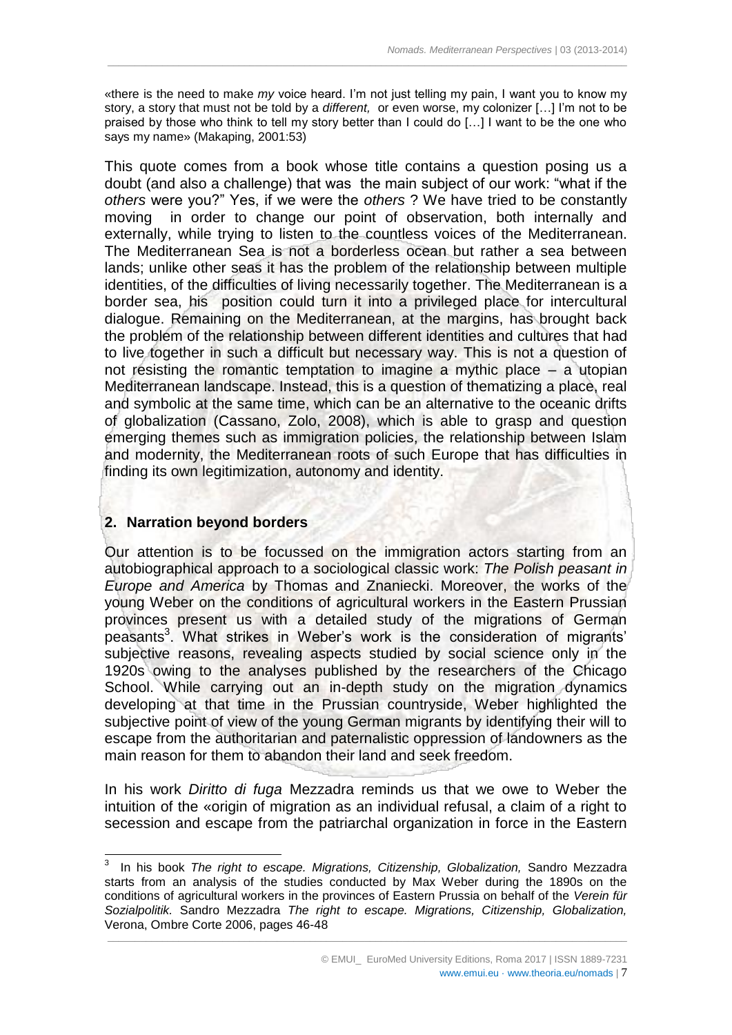«there is the need to make *my* voice heard. I'm not just telling my pain, I want you to know my story, a story that must not be told by a *different,* or even worse, my colonizer […] I'm not to be praised by those who think to tell my story better than I could do […] I want to be the one who says my name» (Makaping, 2001:53)

This quote comes from a book whose title contains a question posing us a doubt (and also a challenge) that was the main subject of our work: "what if the *others* were you?" Yes, if we were the *others* ? We have tried to be constantly moving in order to change our point of observation, both internally and externally, while trying to listen to the countless voices of the Mediterranean. The Mediterranean Sea is not a borderless ocean but rather a sea between lands; unlike other seas it has the problem of the relationship between multiple identities, of the difficulties of living necessarily together. The Mediterranean is a border sea, his position could turn it into a privileged place for intercultural dialogue. Remaining on the Mediterranean, at the margins, has brought back the problem of the relationship between different identities and cultures that had to live together in such a difficult but necessary way. This is not a question of not resisting the romantic temptation to imagine a mythic place – a utopian Mediterranean landscape. Instead, this is a question of thematizing a place, real and symbolic at the same time, which can be an alternative to the oceanic drifts of globalization (Cassano, Zolo, 2008), which is able to grasp and question emerging themes such as immigration policies, the relationship between Islam and modernity, the Mediterranean roots of such Europe that has difficulties in finding its own legitimization, autonomy and identity.

## 2. Narration beyond borders

Our attention is to be focussed on the immigration actors starting from an autobiographical approach to a sociological classic work: *The Polish peasant in Europe and America* by Thomas and Znaniecki. Moreover, the works of the young Weber on the conditions of agricultural workers in the Eastern Prussian provinces present us with a detailed study of the migrations of German peasants[3]. What strikes in Weber's work is the consideration of migrants' subjective reasons, revealing aspects studied by social science only in the 1920s owing to the analyses published by the researchers of the Chicago School. While carrying out an in-depth study on the migration dynamics developing at that time in the Prussian countryside, Weber highlighted the subjective point of view of the young German migrants by identifying their will to escape from the authoritarian and paternalistic oppression of landowners as the main reason for them to abandon their land and seek freedom.

In his work *Diritto di fuga* Mezzadra reminds us that we owe to Weber the intuition of the «origin of migration as an individual refusal, a claim of a right to secession and escape from the patriarchal organization in force in the Eastern

[3] In his book *The right to escape. Migrations, Citizenship, Globalization,* Sandro Mezzadra starts from an analysis of the studies conducted by Max Weber during the 1890s on the conditions of agricultural workers in the provinces of Eastern Prussia on behalf of the *Verein für Sozialpolitik.* Sandro Mezzadra *The right to escape. Migrations, Citizenship, Globalization,* Verona, Ombre Corte 2006, pages 46-48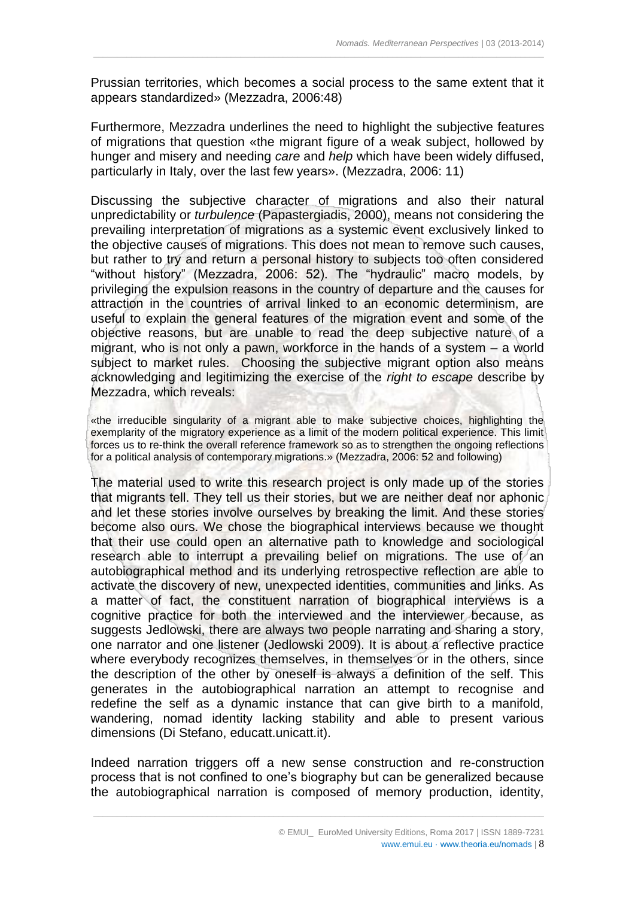Prussian territories, which becomes a social process to the same extent that it appears standardized» (Mezzadra, 2006:48)

Furthermore, Mezzadra underlines the need to highlight the subjective features of migrations that question «the migrant figure of a weak subject, hollowed by hunger and misery and needing *care* and *help* which have been widely diffused, particularly in Italy, over the last few years». (Mezzadra, 2006: 11)

Discussing the subjective character of migrations and also their natural unpredictability or *turbulence* (Papastergiadis, 2000), means not considering the prevailing interpretation of migrations as a systemic event exclusively linked to the objective causes of migrations. This does not mean to remove such causes, but rather to try and return a personal history to subjects too often considered "without history" (Mezzadra, 2006: 52). The "hydraulic" macro models, by privileging the expulsion reasons in the country of departure and the causes for attraction in the countries of arrival linked to an economic determinism, are useful to explain the general features of the migration event and some of the objective reasons, but are unable to read the deep subjective nature of a migrant, who is not only a pawn, workforce in the hands of a system – a world subject to market rules. Choosing the subjective migrant option also means acknowledging and legitimizing the exercise of the *right to escape* describe by Mezzadra, which reveals:

> «the irreducible singularity of a migrant able to make subjective choices, highlighting the exemplarity of the migratory experience as a limit of the modern political experience. This limit forces us to re-think the overall reference framework so as to strengthen the ongoing reflections for a political analysis of contemporary migrations.» (Mezzadra, 2006: 52 and following)

The material used to write this research project is only made up of the stories that migrants tell. They tell us their stories, but we are neither deaf nor aphonic and let these stories involve ourselves by breaking the limit. And these stories become also ours. We chose the biographical interviews because we thought that their use could open an alternative path to knowledge and sociological research able to interrupt a prevailing belief on migrations. The use of an autobiographical method and its underlying retrospective reflection are able to activate the discovery of new, unexpected identities, communities and links. As a matter of fact, the constituent narration of biographical interviews is a cognitive practice for both the interviewed and the interviewer because, as suggests Jedlowski, there are always two people narrating and sharing a story, one narrator and one listener (Jedlowski 2009). It is about a reflective practice where everybody recognizes themselves, in themselves or in the others, since the description of the other by oneself is always a definition of the self. This generates in the autobiographical narration an attempt to recognise and redefine the self as a dynamic instance that can give birth to a manifold, wandering, nomad identity lacking stability and able to present various dimensions (Di Stefano, educatt.unicatt.it).

Indeed narration triggers off a new sense construction and re-construction process that is not confined to one's biography but can be generalized because the autobiographical narration is composed of memory production, identity,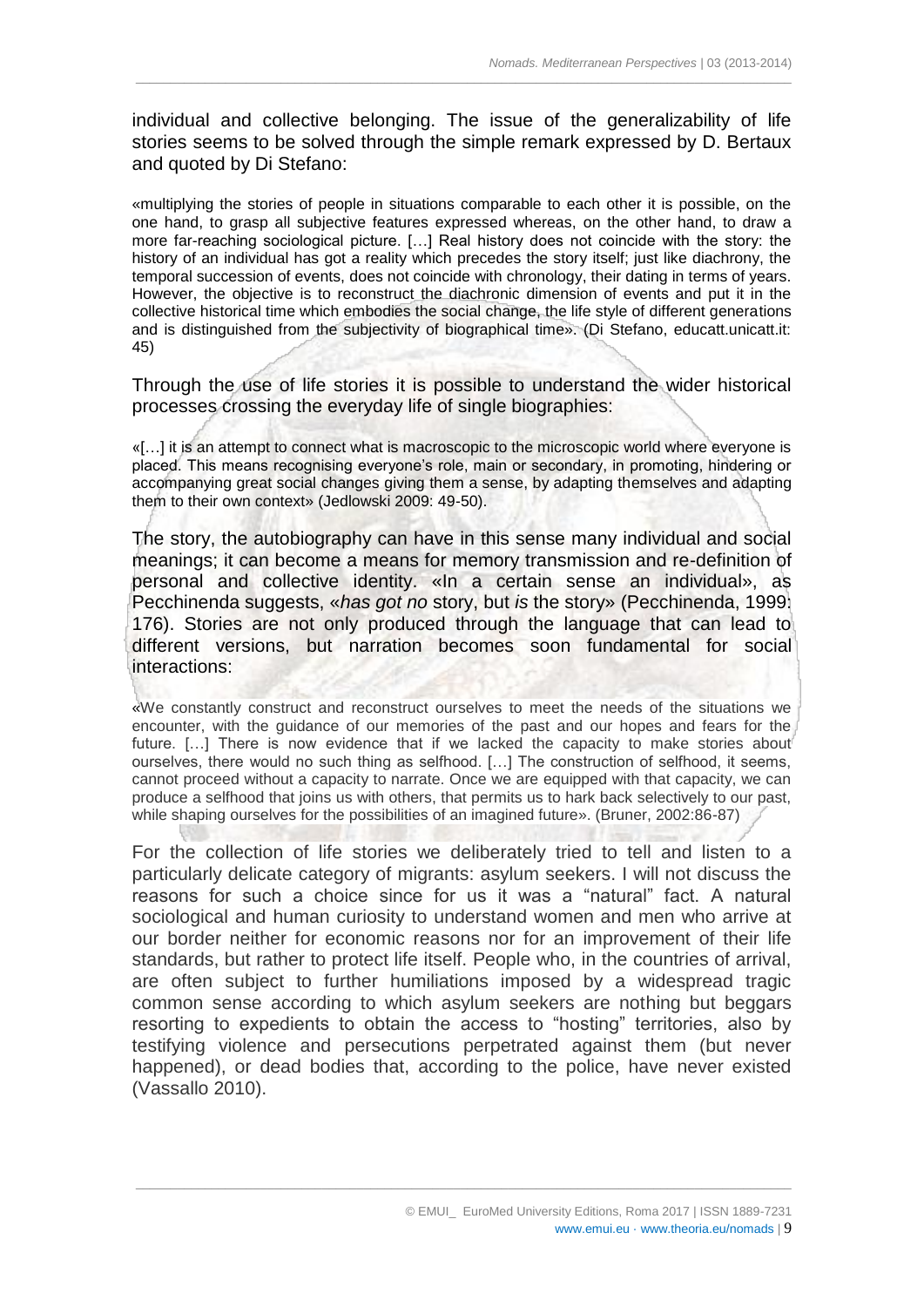individual and collective belonging. The issue of the generalizability of life stories seems to be solved through the simple remark expressed by D. Bertaux and quoted by Di Stefano:

> «multiplying the stories of people in situations comparable to each other it is possible, on the one hand, to grasp all subjective features expressed whereas, on the other hand, to draw a more far-reaching sociological picture. […] Real history does not coincide with the story: the history of an individual has got a reality which precedes the story itself; just like diachrony, the temporal succession of events, does not coincide with chronology, their dating in terms of years. However, the objective is to reconstruct the diachronic dimension of events and put it in the collective historical time which embodies the social change, the life style of different generations and is distinguished from the subjectivity of biographical time». (Di Stefano, educatt.unicatt.it: 45)

Through the use of life stories it is possible to understand the wider historical processes crossing the everyday life of single biographies:

> «[…] it is an attempt to connect what is macroscopic to the microscopic world where everyone is placed. This means recognising everyone's role, main or secondary, in promoting, hindering or accompanying great social changes giving them a sense, by adapting themselves and adapting them to their own context» (Jedlowski 2009: 49-50).

The story, the autobiography can have in this sense many individual and social meanings; it can become a means for memory transmission and re-definition of personal and collective identity. «In a certain sense an individual», as Pecchinenda suggests, «*has got no* story, but *is* the story» (Pecchinenda, 1999: 176). Stories are not only produced through the language that can lead to different versions, but narration becomes soon fundamental for social interactions:

> «We constantly construct and reconstruct ourselves to meet the needs of the situations we encounter, with the guidance of our memories of the past and our hopes and fears for the future. […] There is now evidence that if we lacked the capacity to make stories about ourselves, there would no such thing as selfhood. […] The construction of selfhood, it seems, cannot proceed without a capacity to narrate. Once we are equipped with that capacity, we can produce a selfhood that joins us with others, that permits us to hark back selectively to our past, while shaping ourselves for the possibilities of an imagined future». (Bruner, 2002:86-87)

For the collection of life stories we deliberately tried to tell and listen to a particularly delicate category of migrants: asylum seekers. I will not discuss the reasons for such a choice since for us it was a "natural" fact. A natural sociological and human curiosity to understand women and men who arrive at our border neither for economic reasons nor for an improvement of their life standards, but rather to protect life itself. People who, in the countries of arrival, are often subject to further humiliations imposed by a widespread tragic common sense according to which asylum seekers are nothing but beggars resorting to expedients to obtain the access to "hosting" territories, also by testifying violence and persecutions perpetrated against them (but never happened), or dead bodies that, according to the police, have never existed (Vassallo 2010).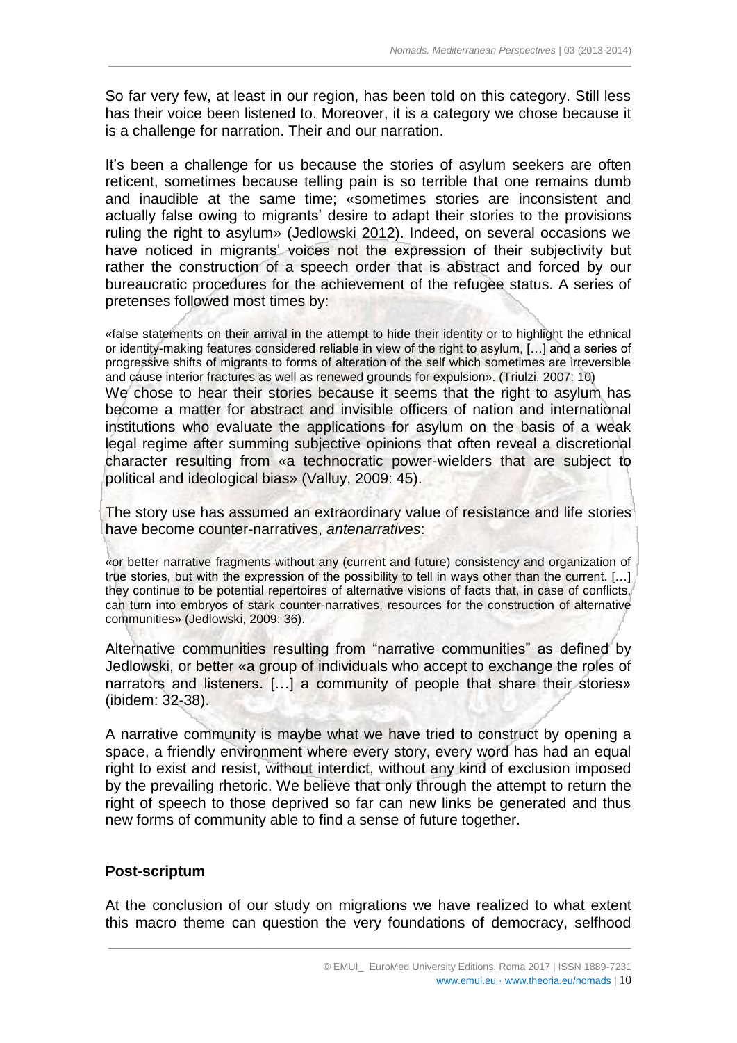So far very few, at least in our region, has been told on this category. Still less has their voice been listened to. Moreover, it is a category we chose because it is a challenge for narration. Their and our narration.

It's been a challenge for us because the stories of asylum seekers are often reticent, sometimes because telling pain is so terrible that one remains dumb and inaudible at the same time; «sometimes stories are inconsistent and actually false owing to migrants' desire to adapt their stories to the provisions ruling the right to asylum» (Jedlowski 2012). Indeed, on several occasions we have noticed in migrants' voices not the expression of their subjectivity but rather the construction of a speech order that is abstract and forced by our bureaucratic procedures for the achievement of the refugee status. A series of pretenses followed most times by:

> «false statements on their arrival in the attempt to hide their identity or to highlight the ethnical or identity-making features considered reliable in view of the right to asylum, […] and a series of progressive shifts of migrants to forms of alteration of the self which sometimes are irreversible and cause interior fractures as well as renewed grounds for expulsion». (Triulzi, 2007: 10)

We chose to hear their stories because it seems that the right to asylum has become a matter for abstract and invisible officers of nation and international institutions who evaluate the applications for asylum on the basis of a weak legal regime after summing subjective opinions that often reveal a discretional character resulting from «a technocratic power-wielders that are subject to political and ideological bias» (Valluy, 2009: 45).

The story use has assumed an extraordinary value of resistance and life stories have become counter-narratives, *antenarratives*:

> «or better narrative fragments without any (current and future) consistency and organization of true stories, but with the expression of the possibility to tell in ways other than the current. […] they continue to be potential repertoires of alternative visions of facts that, in case of conflicts, can turn into embryos of stark counter-narratives, resources for the construction of alternative communities» (Jedlowski, 2009: 36).

Alternative communities resulting from "narrative communities" as defined by Jedlowski, or better «a group of individuals who accept to exchange the roles of narrators and listeners. […] a community of people that share their stories» (ibidem: 32-38).

A narrative community is maybe what we have tried to construct by opening a space, a friendly environment where every story, every word has had an equal right to exist and resist, without interdict, without any kind of exclusion imposed by the prevailing rhetoric. We believe that only through the attempt to return the right of speech to those deprived so far can new links be generated and thus new forms of community able to find a sense of future together.

### Post-scriptum

At the conclusion of our study on migrations we have realized to what extent this macro theme can question the very foundations of democracy, selfhood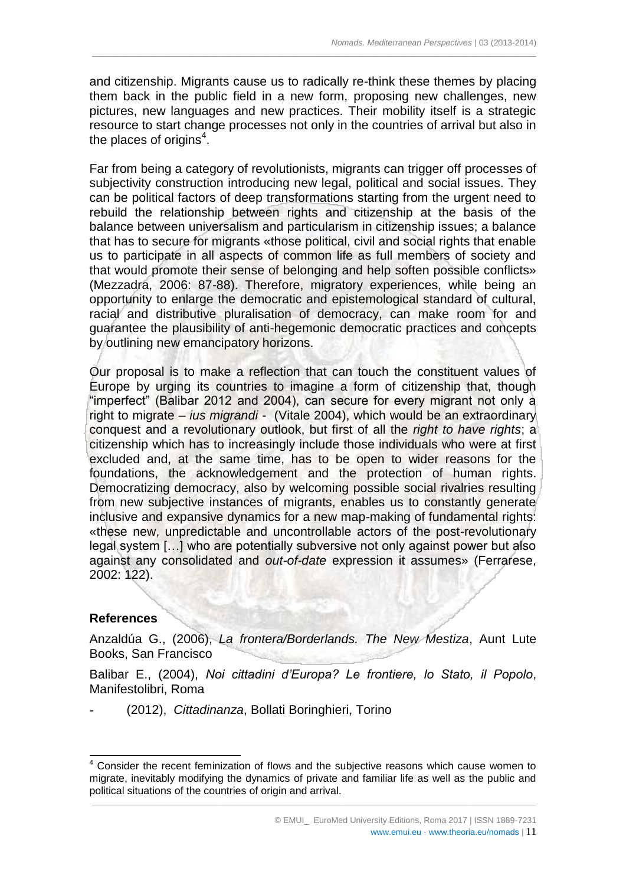and citizenship. Migrants cause us to radically re-think these themes by placing them back in the public field in a new form, proposing new challenges, new pictures, new languages and new practices. Their mobility itself is a strategic resource to start change processes not only in the countries of arrival but also in the places of origins[4].

Far from being a category of revolutionists, migrants can trigger off processes of subjectivity construction introducing new legal, political and social issues. They can be political factors of deep transformations starting from the urgent need to rebuild the relationship between rights and citizenship at the basis of the balance between universalism and particularism in citizenship issues; a balance that has to secure for migrants «those political, civil and social rights that enable us to participate in all aspects of common life as full members of society and that would promote their sense of belonging and help soften possible conflicts» (Mezzadra, 2006: 87-88). Therefore, migratory experiences, while being an opportunity to enlarge the democratic and epistemological standard of cultural, racial and distributive pluralisation of democracy, can make room for and guarantee the plausibility of anti-hegemonic democratic practices and concepts by outlining new emancipatory horizons.

Our proposal is to make a reflection that can touch the constituent values of Europe by urging its countries to imagine a form of citizenship that, though "imperfect" (Balibar 2012 and 2004), can secure for every migrant not only a right to migrate – *ius migrandi* - (Vitale 2004), which would be an extraordinary conquest and a revolutionary outlook, but first of all the *right to have rights*; a citizenship which has to increasingly include those individuals who were at first excluded and, at the same time, has to be open to wider reasons for the foundations, the acknowledgement and the protection of human rights. Democratizing democracy, also by welcoming possible social rivalries resulting from new subjective instances of migrants, enables us to constantly generate inclusive and expansive dynamics for a new map-making of fundamental rights: «these new, unpredictable and uncontrollable actors of the post-revolutionary legal system […] who are potentially subversive not only against power but also against any consolidated and *out-of-date* expression it assumes» (Ferrarese, 2002: 122).

## References

Anzaldúa G., (2006), *La frontera/Borderlands. The New Mestiza*, Aunt Lute Books, San Francisco

Balibar E., (2004), *Noi cittadini d'Europa? Le frontiere, lo Stato, il Popolo*, Manifestolibri, Roma

- (2012), *Cittadinanza*, Bollati Boringhieri, Torino

---

[4] Consider the recent feminization of flows and the subjective reasons which cause women to migrate, inevitably modifying the dynamics of private and familiar life as well as the public and political situations of the countries of origin and arrival.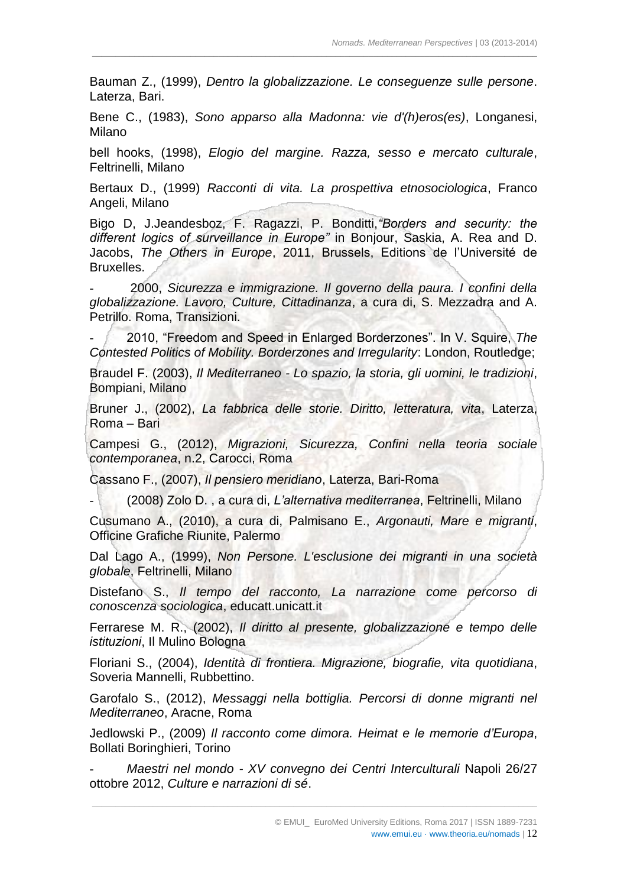Bauman Z., (1999), *Dentro la globalizzazione. Le conseguenze sulle persone*. Laterza, Bari.

Bene C., (1983), *Sono apparso alla Madonna: vie d'(h)eros(es)*, Longanesi, Milano

bell hooks, (1998), *Elogio del margine. Razza, sesso e mercato culturale*, Feltrinelli, Milano

Bertaux D., (1999) *Racconti di vita. La prospettiva etnosociologica*, Franco Angeli, Milano

Bigo D, J.Jeandesboz, F. Ragazzi, P. Bonditti,*"Borders and security: the different logics of surveillance in Europe"* in Bonjour, Saskia, A. Rea and D. Jacobs, *The Others in Europe*, 2011, Brussels, Editions de l'Université de Bruxelles.

- 2000, *Sicurezza e immigrazione. Il governo della paura. I confini della globalizzazione. Lavoro, Culture, Cittadinanza*, a cura di, S. Mezzadra and A. Petrillo. Roma, Transizioni.

- 2010, "Freedom and Speed in Enlarged Borderzones". In V. Squire, *The Contested Politics of Mobility. Borderzones and Irregularity*: London, Routledge;

Braudel F. (2003), *Il Mediterraneo - Lo spazio, la storia, gli uomini, le tradizioni*, Bompiani, Milano

Bruner J., (2002), *La fabbrica delle storie. Diritto, letteratura, vita*, Laterza, Roma – Bari

Campesi G., (2012), *Migrazioni, Sicurezza, Confini nella teoria sociale contemporanea*, n.2, Carocci, Roma

Cassano F., (2007), *Il pensiero meridiano*, Laterza, Bari-Roma

- (2008) Zolo D. , a cura di, *L'alternativa mediterranea*, Feltrinelli, Milano

Cusumano A., (2010), a cura di, Palmisano E., *Argonauti, Mare e migranti*, Officine Grafiche Riunite, Palermo

Dal Lago A., (1999), *Non Persone. L'esclusione dei migranti in una società globale*, Feltrinelli, Milano

Distefano S., *Il tempo del racconto, La narrazione come percorso di conoscenza sociologica*, educatt.unicatt.it

Ferrarese M. R., (2002), *Il diritto al presente, globalizzazione e tempo delle istituzioni*, Il Mulino Bologna

Floriani S., (2004), *Identità di frontiera. Migrazione, biografie, vita quotidiana*, Soveria Mannelli, Rubbettino.

Garofalo S., (2012), *Messaggi nella bottiglia. Percorsi di donne migranti nel Mediterraneo*, Aracne, Roma

Jedlowski P., (2009) *Il racconto come dimora. Heimat e le memorie d'Europa*, Bollati Boringhieri, Torino

- *Maestri nel mondo - XV convegno dei Centri Interculturali* Napoli 26/27 ottobre 2012, *Culture e narrazioni di sé*.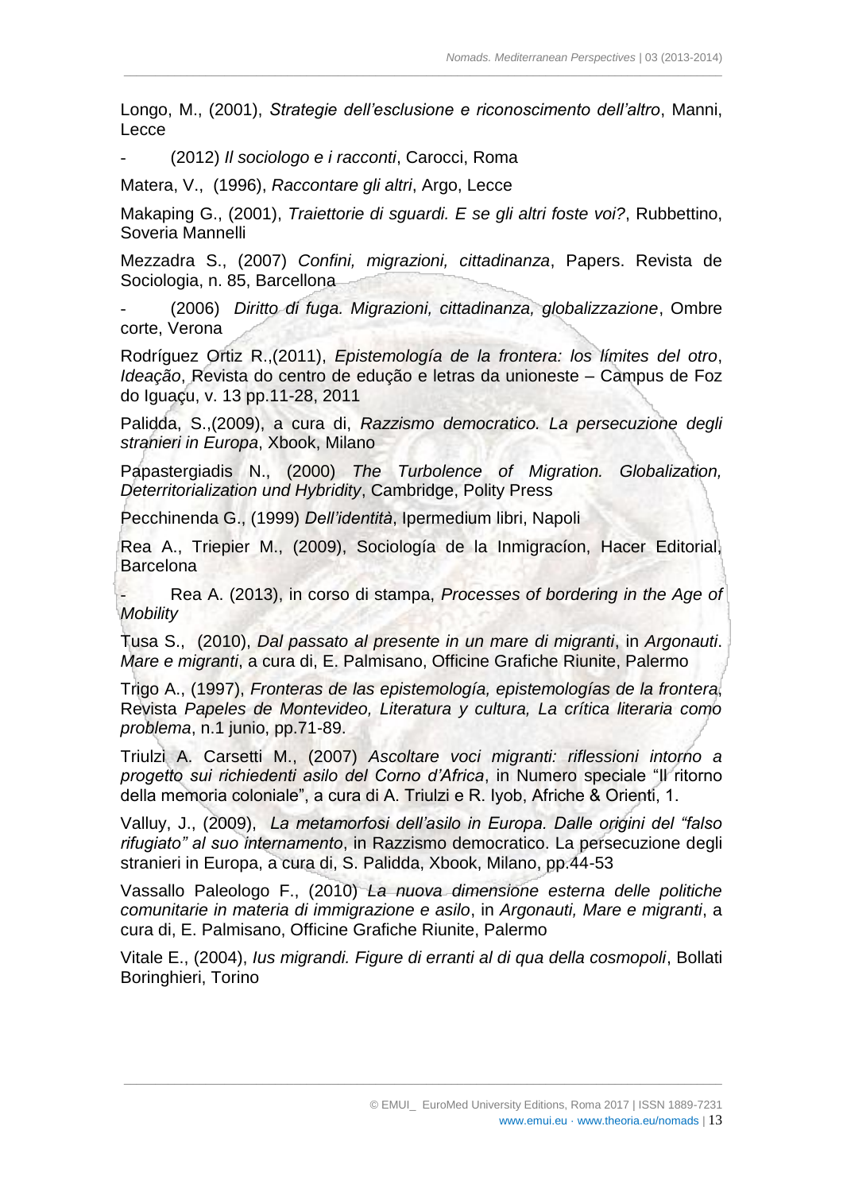Longo, M., (2001), *Strategie dell'esclusione e riconoscimento dell'altro*, Manni, Lecce

- (2012) *Il sociologo e i racconti*, Carocci, Roma

Matera, V., (1996), *Raccontare gli altri*, Argo, Lecce

Makaping G., (2001), *Traiettorie di sguardi. E se gli altri foste voi?*, Rubbettino, Soveria Mannelli

Mezzadra S., (2007) *Confini, migrazioni, cittadinanza*, Papers. Revista de Sociologia, n. 85, Barcellona

- (2006) *Diritto di fuga. Migrazioni, cittadinanza, globalizzazione*, Ombre corte, Verona

Rodríguez Ortiz R.,(2011), *Epistemología de la frontera: los límites del otro*, *Ideação*, Revista do centro de edução e letras da unioneste – Campus de Foz do Iguaçu, v. 13 pp.11-28, 2011

Palidda, S.,(2009), a cura di, *Razzismo democratico. La persecuzione degli stranieri in Europa*, Xbook, Milano

Papastergiadis N., (2000) *The Turbolence of Migration. Globalization, Deterritorialization und Hybridity*, Cambridge, Polity Press

Pecchinenda G., (1999) *Dell'identità*, Ipermedium libri, Napoli

Rea A., Triepier M., (2009), Sociología de la Inmigracíon, Hacer Editorial, Barcelona

- Rea A. (2013), in corso di stampa, *Processes of bordering in the Age of Mobility*

Tusa S., (2010), *Dal passato al presente in un mare di migranti*, in *Argonauti*. *Mare e migranti*, a cura di, E. Palmisano, Officine Grafiche Riunite, Palermo

Trigo A., (1997), *Fronteras de las epistemología, epistemologías de la frontera*, Revista *Papeles de Montevideo, Literatura y cultura, La crítica literaria como problema*, n.1 junio, pp.71-89.

Triulzi A. Carsetti M., (2007) *Ascoltare voci migranti: riflessioni intorno a progetto sui richiedenti asilo del Corno d'Africa*, in Numero speciale "Il ritorno della memoria coloniale", a cura di A. Triulzi e R. Iyob, Afriche & Orienti, 1.

Valluy, J., (2009), *La metamorfosi dell'asilo in Europa. Dalle origini del "falso rifugiato" al suo internamento*, in Razzismo democratico. La persecuzione degli stranieri in Europa, a cura di, S. Palidda, Xbook, Milano, pp.44-53

Vassallo Paleologo F., (2010) *La nuova dimensione esterna delle politiche comunitarie in materia di immigrazione e asilo*, in *Argonauti, Mare e migranti*, a cura di, E. Palmisano, Officine Grafiche Riunite, Palermo

Vitale E., (2004), *Ius migrandi. Figure di erranti al di qua della cosmopoli*, Bollati Boringhieri, Torino